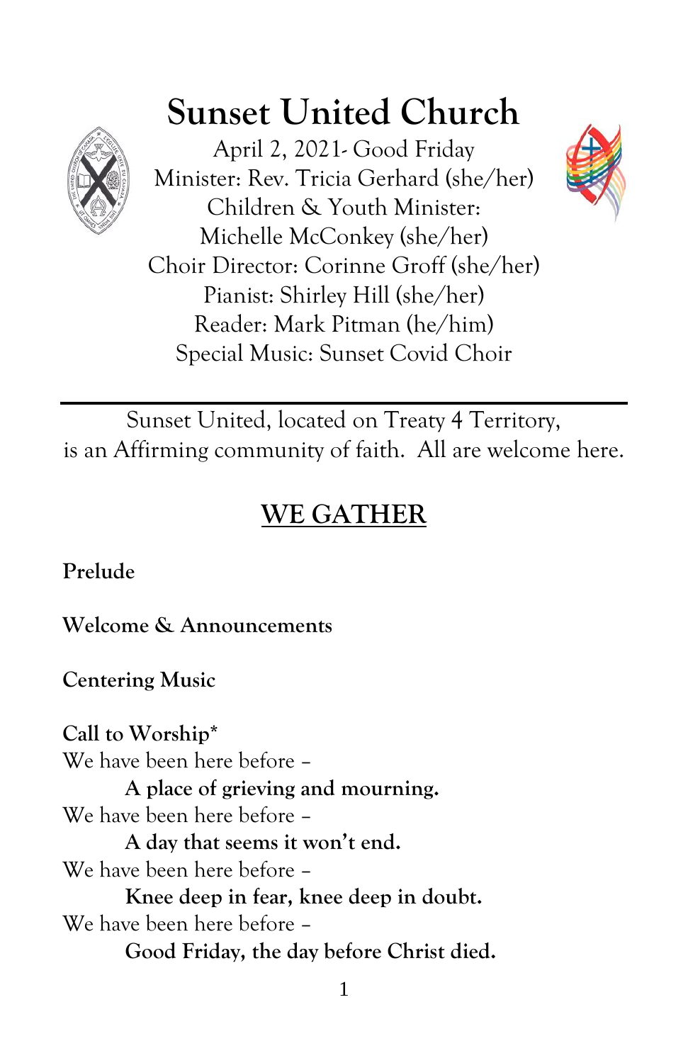# Sunset United Church

April 2, 2021- Good Friday
Minister: Rev. Tricia Gerhard (she/her)
Children & Youth Minister:
Michelle McConkey (she/her)
Choir Director: Corinne Groff (she/her)
Pianist: Shirley Hill (she/her)
Reader: Mark Pitman (he/him)
Special Music: Sunset Covid Choir

---

Sunset United, located on Treaty 4 Territory,
is an Affirming community of faith. All are welcome here.

## WE GATHER

**Prelude**

**Welcome & Announcements**

**Centering Music**

**Call to Worship***

We have been here before –

> **A place of grieving and mourning.**

We have been here before –

> **A day that seems it won't end.**

We have been here before –

> **Knee deep in fear, knee deep in doubt.**

We have been here before –

> **Good Friday, the day before Christ died.**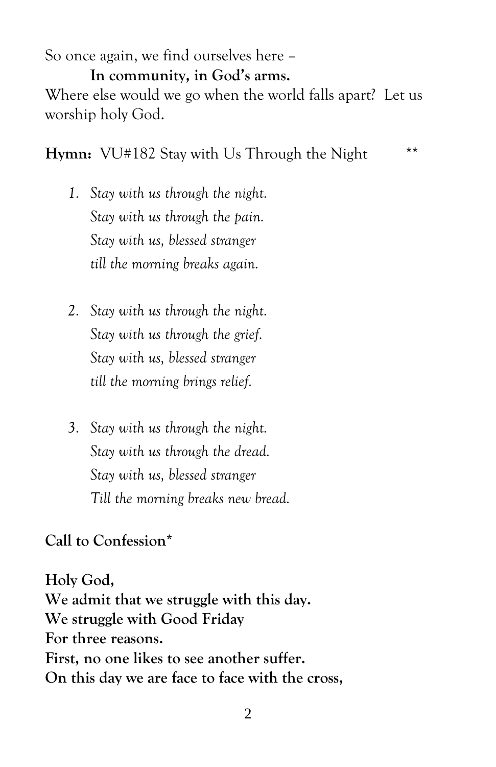So once again, we find ourselves here –

**In community, in God's arms.**

Where else would we go when the world falls apart? Let us worship holy God.

**Hymn:** VU#182 Stay with Us Through the Night **

1. *Stay with us through the night.*
   *Stay with us through the pain.*
   *Stay with us, blessed stranger*
   *till the morning breaks again.*

2. *Stay with us through the night.*
   *Stay with us through the grief.*
   *Stay with us, blessed stranger*
   *till the morning brings relief.*

3. *Stay with us through the night.*
   *Stay with us through the dread.*
   *Stay with us, blessed stranger*
   *Till the morning breaks new bread.*

**Call to Confession***

**Holy God,**
**We admit that we struggle with this day.**
**We struggle with Good Friday**
**For three reasons.**
**First, no one likes to see another suffer.**
**On this day we are face to face with the cross,**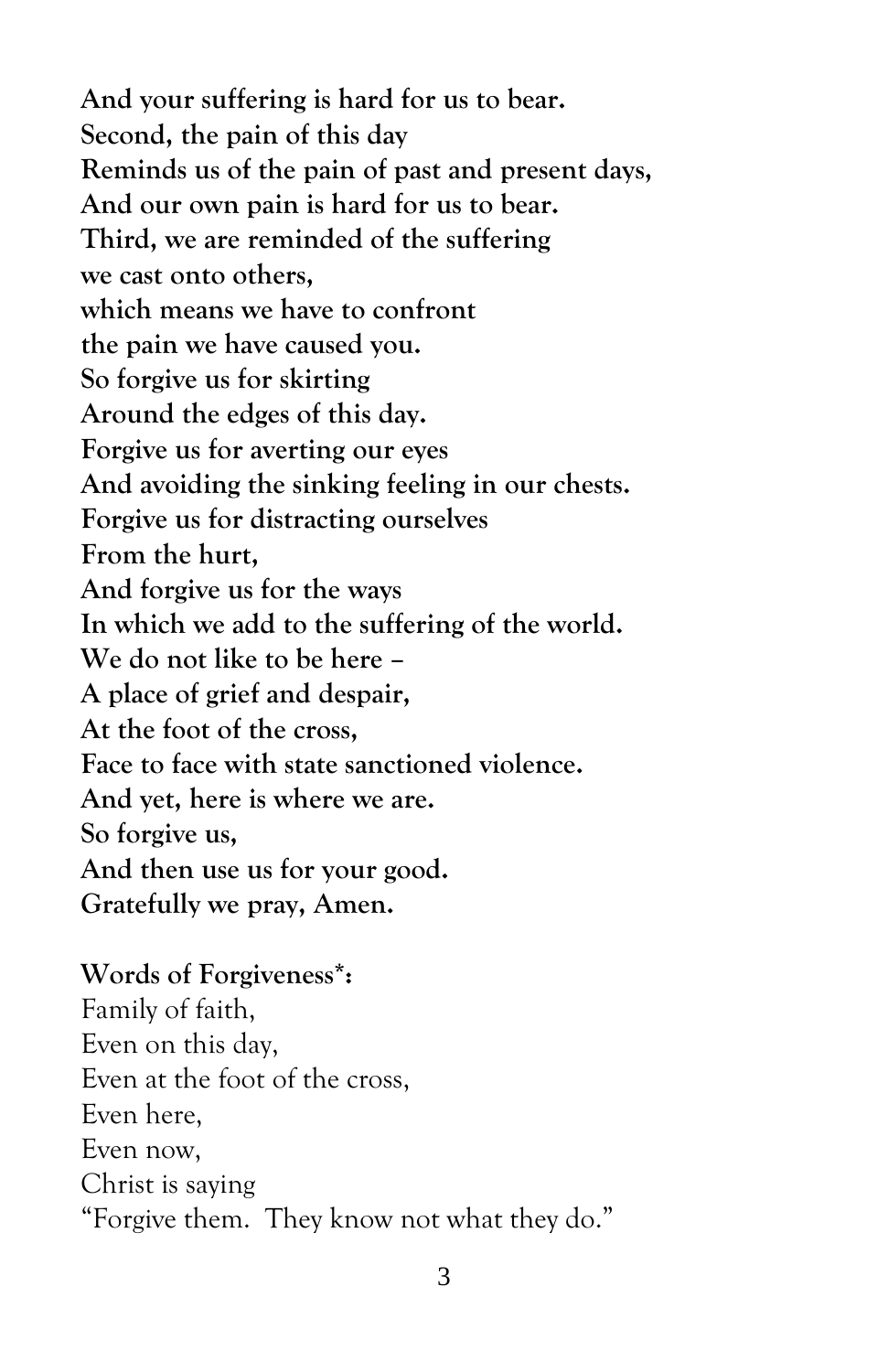**And your suffering is hard for us to bear.**
**Second, the pain of this day**
**Reminds us of the pain of past and present days,**
**And our own pain is hard for us to bear.**
**Third, we are reminded of the suffering**
**we cast onto others,**
**which means we have to confront**
**the pain we have caused you.**
**So forgive us for skirting**
**Around the edges of this day.**
**Forgive us for averting our eyes**
**And avoiding the sinking feeling in our chests.**
**Forgive us for distracting ourselves**
**From the hurt,**
**And forgive us for the ways**
**In which we add to the suffering of the world.**
**We do not like to be here –**
**A place of grief and despair,**
**At the foot of the cross,**
**Face to face with state sanctioned violence.**
**And yet, here is where we are.**
**So forgive us,**
**And then use us for your good.**
**Gratefully we pray, Amen.**

**Words of Forgiveness*:**
Family of faith,
Even on this day,
Even at the foot of the cross,
Even here,
Even now,
Christ is saying
"Forgive them. They know not what they do."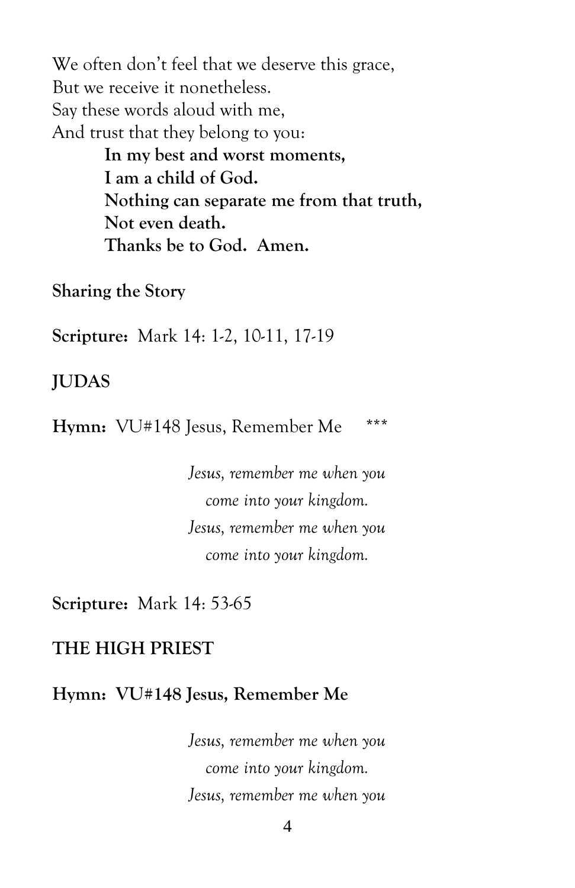We often don't feel that we deserve this grace,
But we receive it nonetheless.
Say these words aloud with me,
And trust that they belong to you:

> **In my best and worst moments,**
> **I am a child of God.**
> **Nothing can separate me from that truth,**
> **Not even death.**
> **Thanks be to God. Amen.**

**Sharing the Story**

**Scripture:** Mark 14: 1-2, 10-11, 17-19

**JUDAS**

**Hymn:** VU#148 Jesus, Remember Me ***

*Jesus, remember me when you*
*come into your kingdom.*
*Jesus, remember me when you*
*come into your kingdom.*

**Scripture:** Mark 14: 53-65

**THE HIGH PRIEST**

**Hymn: VU#148 Jesus, Remember Me**

*Jesus, remember me when you*
*come into your kingdom.*
*Jesus, remember me when you*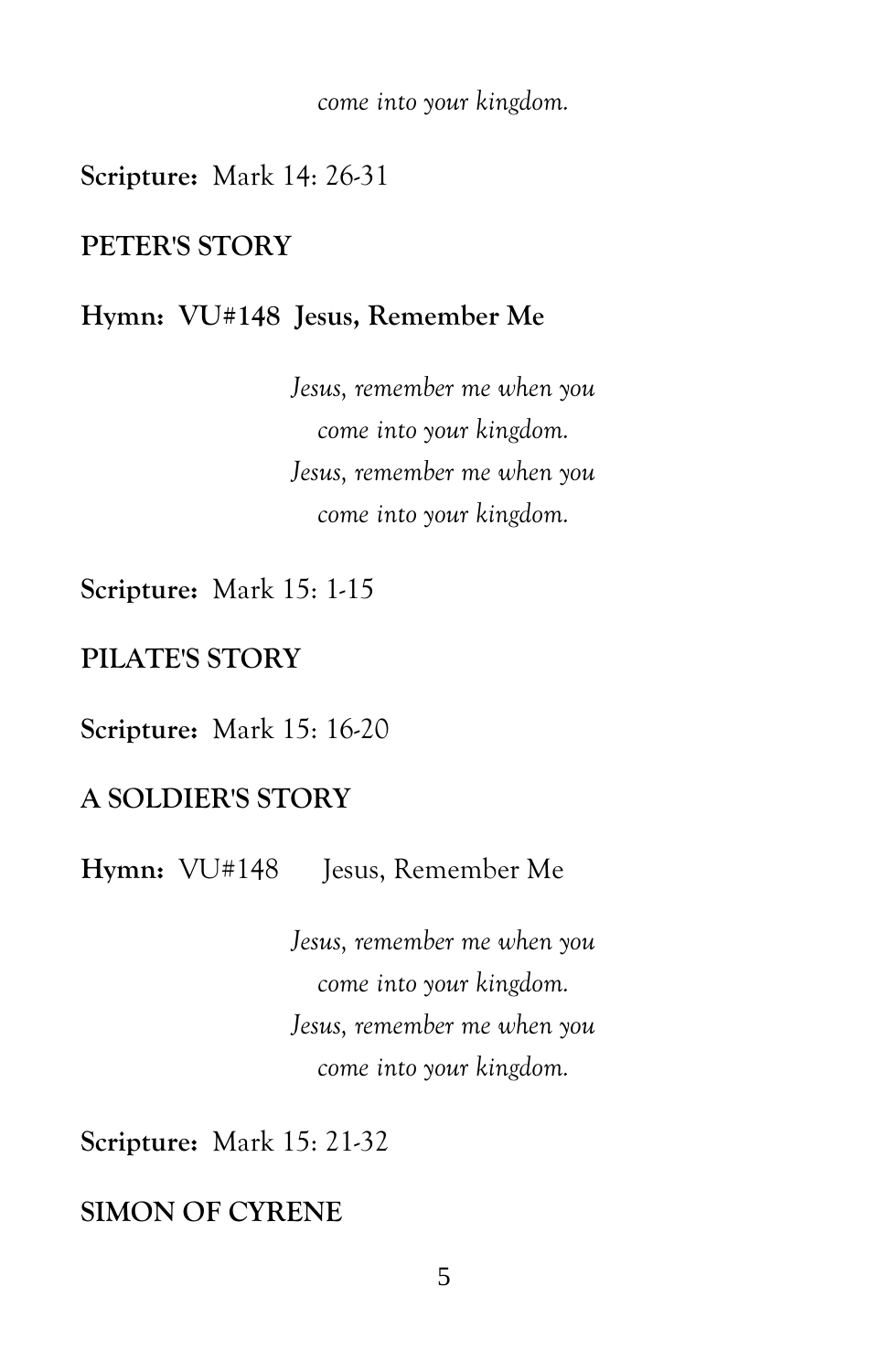*come into your kingdom.*

**Scripture:** Mark 14: 26-31

**PETER'S STORY**

**Hymn: VU#148 Jesus, Remember Me**

*Jesus, remember me when you*
*come into your kingdom.*
*Jesus, remember me when you*
*come into your kingdom.*

**Scripture:** Mark 15: 1-15

**PILATE'S STORY**

**Scripture:** Mark 15: 16-20

**A SOLDIER'S STORY**

**Hymn:** VU#148 Jesus, Remember Me

*Jesus, remember me when you*
*come into your kingdom.*
*Jesus, remember me when you*
*come into your kingdom.*

**Scripture:** Mark 15: 21-32

**SIMON OF CYRENE**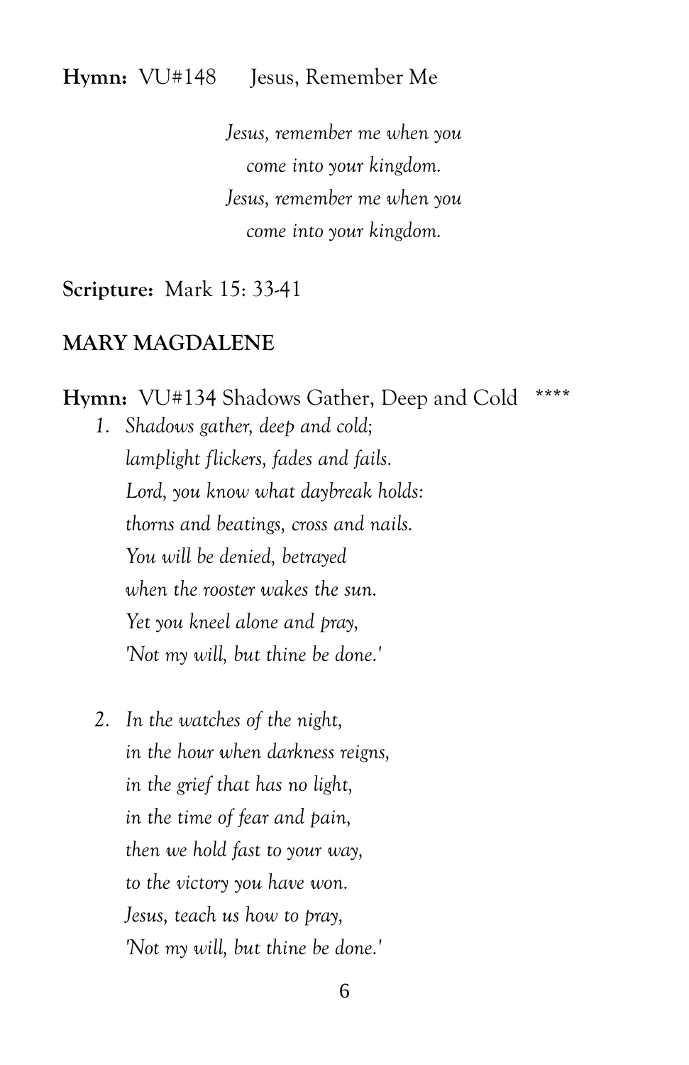**Hymn:** VU#148 Jesus, Remember Me

*Jesus, remember me when you*
*come into your kingdom.*
*Jesus, remember me when you*
*come into your kingdom.*

**Scripture:** Mark 15: 33-41

**MARY MAGDALENE**

**Hymn:** VU#134 Shadows Gather, Deep and Cold ****

1. *Shadows gather, deep and cold;*
   *lamplight flickers, fades and fails.*
   *Lord, you know what daybreak holds:*
   *thorns and beatings, cross and nails.*
   *You will be denied, betrayed*
   *when the rooster wakes the sun.*
   *Yet you kneel alone and pray,*
   *'Not my will, but thine be done.'*

2. *In the watches of the night,*
   *in the hour when darkness reigns,*
   *in the grief that has no light,*
   *in the time of fear and pain,*
   *then we hold fast to your way,*
   *to the victory you have won.*
   *Jesus, teach us how to pray,*
   *'Not my will, but thine be done.'*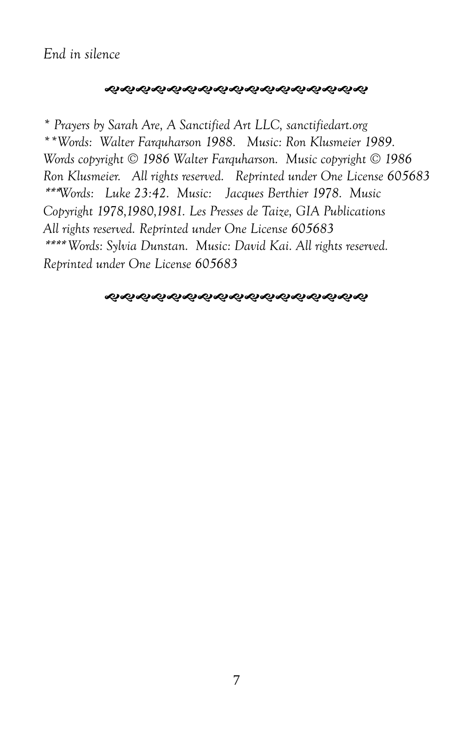*End in silence*

---

*\* Prayers by Sarah Are, A Sanctified Art LLC, sanctifiedart.org*
*\*\*Words: Walter Farquharson 1988. Music: Ron Klusmeier 1989. Words copyright © 1986 Walter Farquharson. Music copyright © 1986 Ron Klusmeier. All rights reserved. Reprinted under One License 605683*
*\*\*\*Words: Luke 23:42. Music: Jacques Berthier 1978. Music Copyright 1978,1980,1981. Les Presses de Taize, GIA Publications All rights reserved. Reprinted under One License 605683*
*\*\*\*\*Words: Sylvia Dunstan. Music: David Kai. All rights reserved. Reprinted under One License 605683*

---